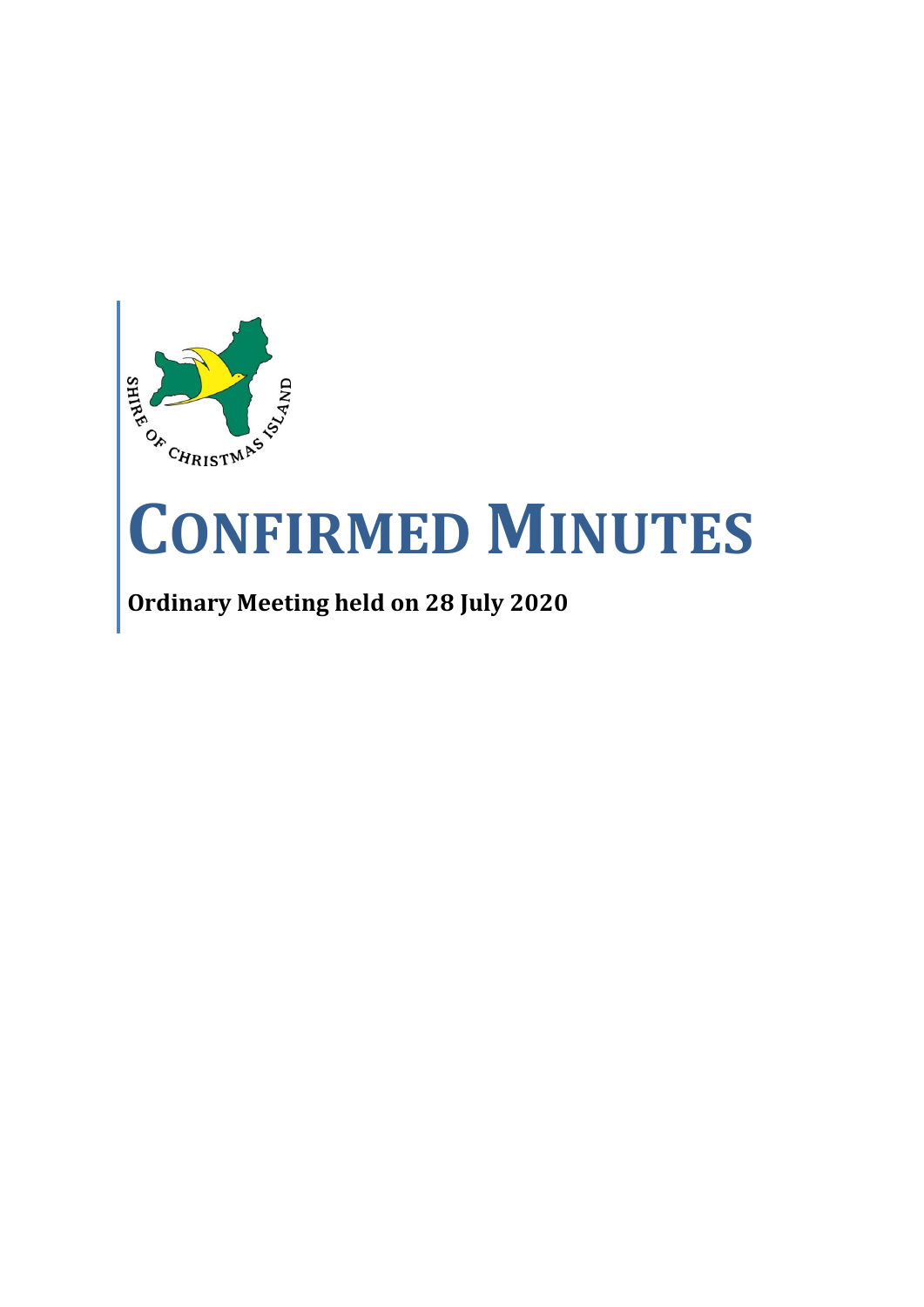# CONFIRMED MINUTES

**Ordinary Meeting held on 28 July 2020**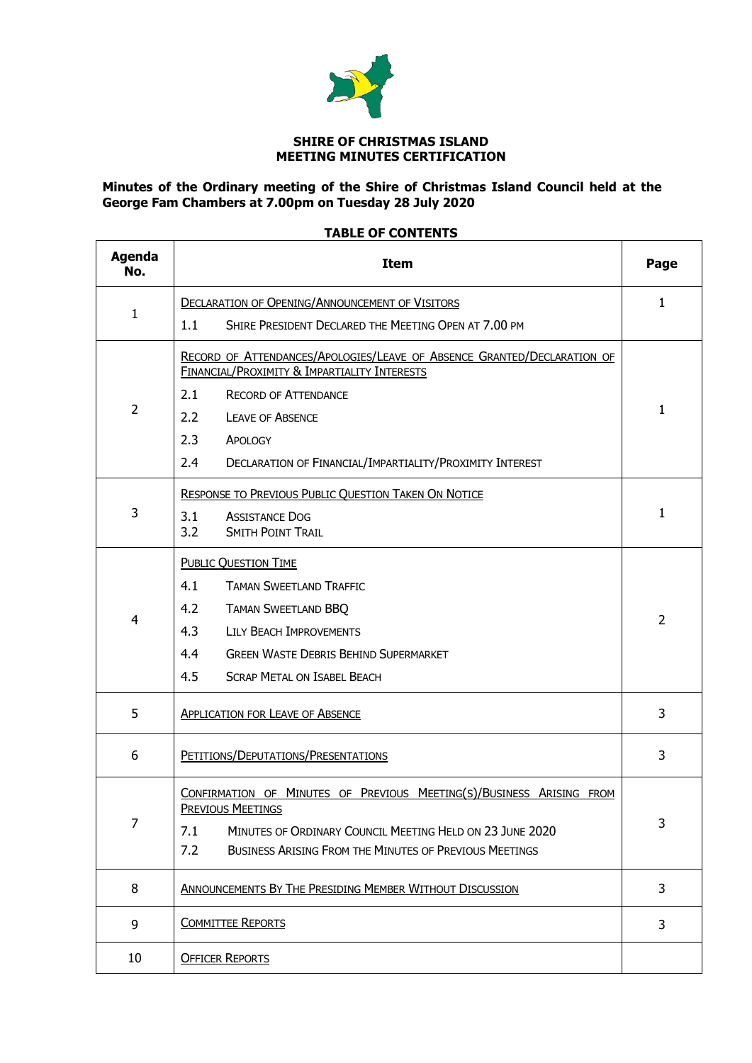**SHIRE OF CHRISTMAS ISLAND**
**MEETING MINUTES CERTIFICATION**

**Minutes of the Ordinary meeting of the Shire of Christmas Island Council held at the George Fam Chambers at 7.00pm on Tuesday 28 July 2020**

**TABLE OF CONTENTS**

| Agenda No. | Item | Page |
|---|---|---|
| 1 | DECLARATION OF OPENING/ANNOUNCEMENT OF VISITORS<br>1.1 SHIRE PRESIDENT DECLARED THE MEETING OPEN AT 7.00 PM | 1 |
| 2 | RECORD OF ATTENDANCES/APOLOGIES/LEAVE OF ABSENCE GRANTED/DECLARATION OF FINANCIAL/PROXIMITY & IMPARTIALITY INTERESTS<br>2.1 RECORD OF ATTENDANCE<br>2.2 LEAVE OF ABSENCE<br>2.3 APOLOGY<br>2.4 DECLARATION OF FINANCIAL/IMPARTIALITY/PROXIMITY INTEREST | 1 |
| 3 | RESPONSE TO PREVIOUS PUBLIC QUESTION TAKEN ON NOTICE<br>3.1 ASSISTANCE DOG<br>3.2 SMITH POINT TRAIL | 1 |
| 4 | PUBLIC QUESTION TIME<br>4.1 TAMAN SWEETLAND TRAFFIC<br>4.2 TAMAN SWEETLAND BBQ<br>4.3 LILY BEACH IMPROVEMENTS<br>4.4 GREEN WASTE DEBRIS BEHIND SUPERMARKET<br>4.5 SCRAP METAL ON ISABEL BEACH | 2 |
| 5 | APPLICATION FOR LEAVE OF ABSENCE | 3 |
| 6 | PETITIONS/DEPUTATIONS/PRESENTATIONS | 3 |
| 7 | CONFIRMATION OF MINUTES OF PREVIOUS MEETING(S)/BUSINESS ARISING FROM PREVIOUS MEETINGS<br>7.1 MINUTES OF ORDINARY COUNCIL MEETING HELD ON 23 JUNE 2020<br>7.2 BUSINESS ARISING FROM THE MINUTES OF PREVIOUS MEETINGS | 3 |
| 8 | ANNOUNCEMENTS BY THE PRESIDING MEMBER WITHOUT DISCUSSION | 3 |
| 9 | COMMITTEE REPORTS | 3 |
| 10 | OFFICER REPORTS | |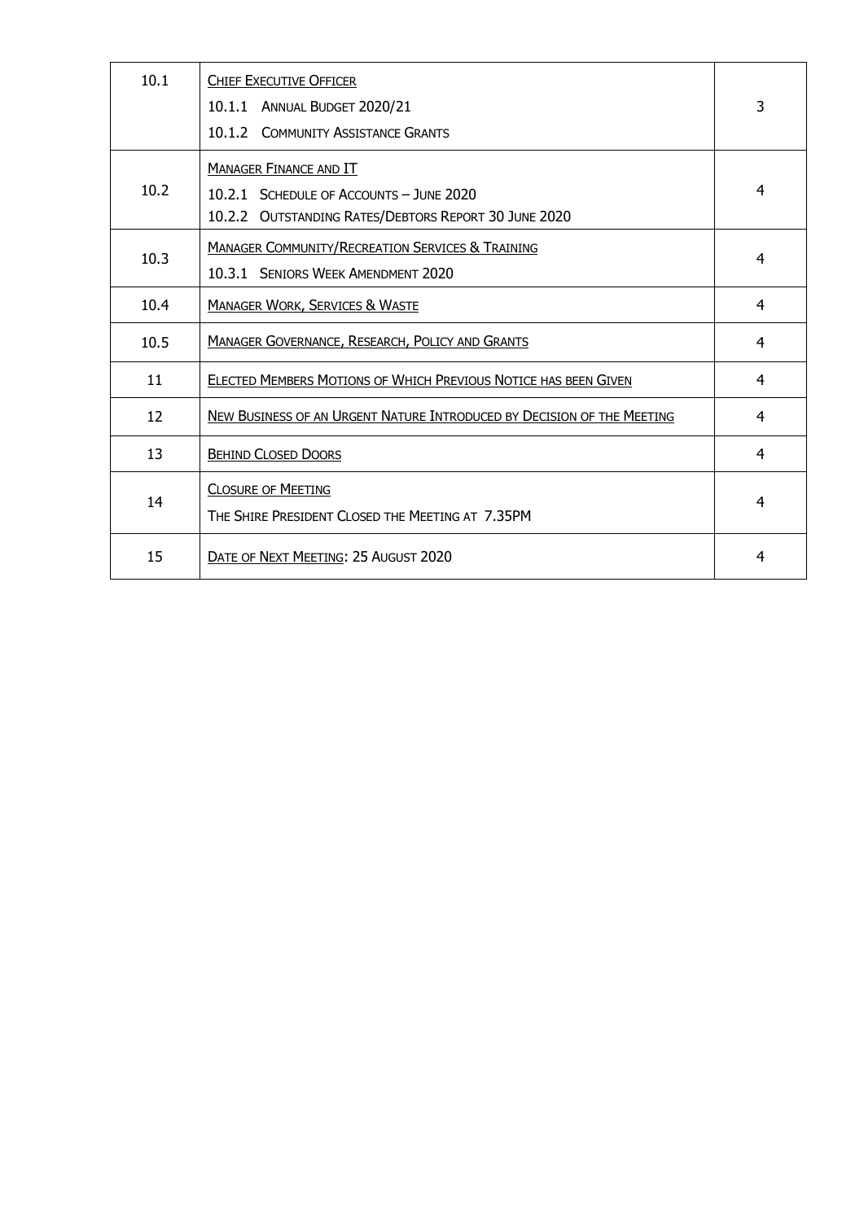| | | |
|---|---|---|
| 10.1 | CHIEF EXECUTIVE OFFICER<br>10.1.1 ANNUAL BUDGET 2020/21<br>10.1.2 COMMUNITY ASSISTANCE GRANTS | 3 |
| 10.2 | MANAGER FINANCE AND IT<br>10.2.1 SCHEDULE OF ACCOUNTS – JUNE 2020<br>10.2.2 OUTSTANDING RATES/DEBTORS REPORT 30 JUNE 2020 | 4 |
| 10.3 | MANAGER COMMUNITY/RECREATION SERVICES & TRAINING<br>10.3.1 SENIORS WEEK AMENDMENT 2020 | 4 |
| 10.4 | MANAGER WORK, SERVICES & WASTE | 4 |
| 10.5 | MANAGER GOVERNANCE, RESEARCH, POLICY AND GRANTS | 4 |
| 11 | ELECTED MEMBERS MOTIONS OF WHICH PREVIOUS NOTICE HAS BEEN GIVEN | 4 |
| 12 | NEW BUSINESS OF AN URGENT NATURE INTRODUCED BY DECISION OF THE MEETING | 4 |
| 13 | BEHIND CLOSED DOORS | 4 |
| 14 | CLOSURE OF MEETING<br>THE SHIRE PRESIDENT CLOSED THE MEETING AT 7.35PM | 4 |
| 15 | DATE OF NEXT MEETING: 25 AUGUST 2020 | 4 |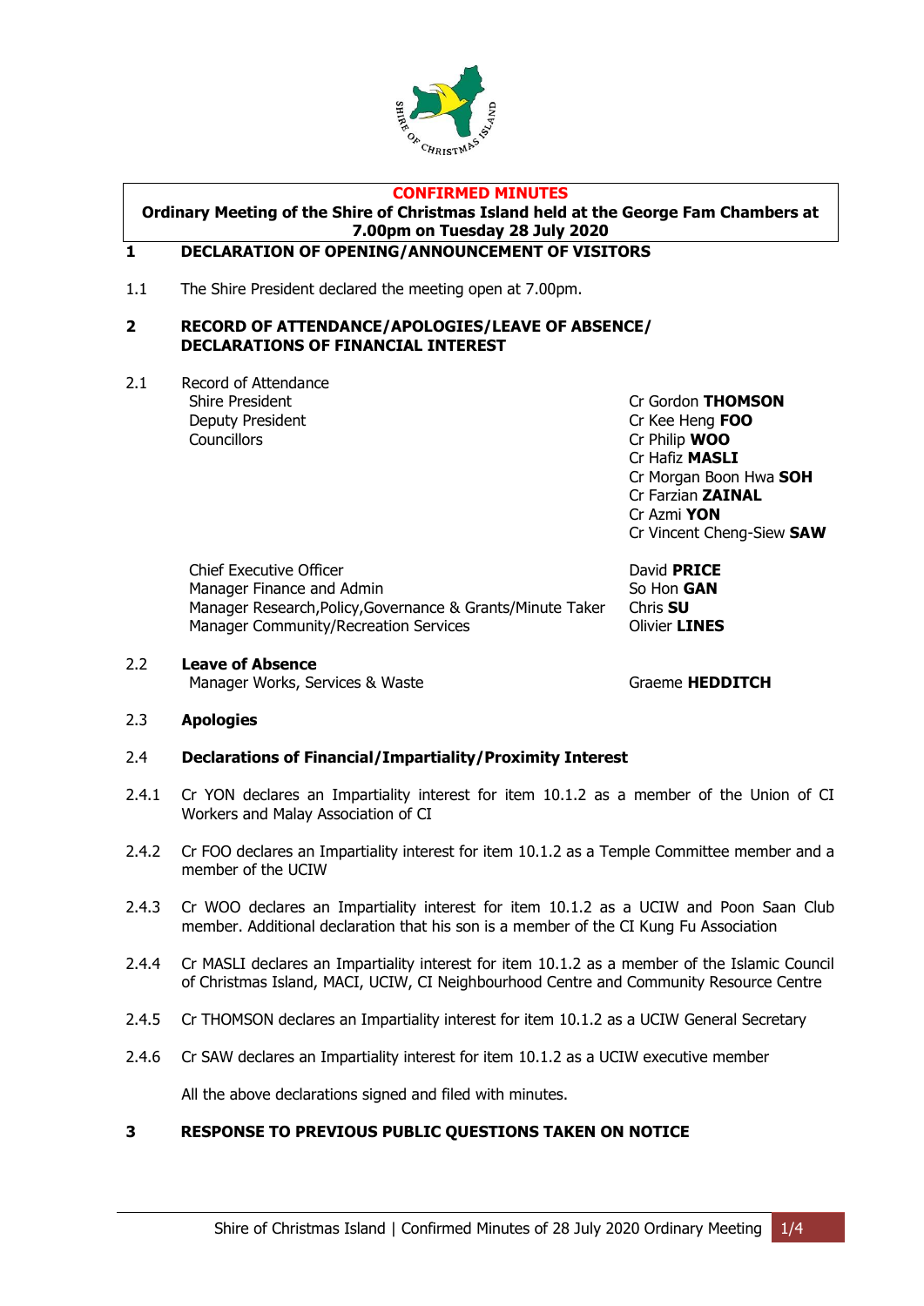**CONFIRMED MINUTES**

**Ordinary Meeting of the Shire of Christmas Island held at the George Fam Chambers at 7.00pm on Tuesday 28 July 2020**

## 1 DECLARATION OF OPENING/ANNOUNCEMENT OF VISITORS

1.1 The Shire President declared the meeting open at 7.00pm.

## 2 RECORD OF ATTENDANCE/APOLOGIES/LEAVE OF ABSENCE/ DECLARATIONS OF FINANCIAL INTEREST

2.1 Record of Attendance

| | |
|---|---|
| Shire President | Cr Gordon **THOMSON** |
| Deputy President | Cr Kee Heng **FOO** |
| Councillors | Cr Philip **WOO** |
| | Cr Hafiz **MASLI** |
| | Cr Morgan Boon Hwa **SOH** |
| | Cr Farzian **ZAINAL** |
| | Cr Azmi **YON** |
| | Cr Vincent Cheng-Siew **SAW** |
| Chief Executive Officer | David **PRICE** |
| Manager Finance and Admin | So Hon **GAN** |
| Manager Research,Policy,Governance & Grants/Minute Taker | Chris **SU** |
| Manager Community/Recreation Services | Olivier **LINES** |

2.2 **Leave of Absence**

| | |
|---|---|
| Manager Works, Services & Waste | Graeme **HEDDITCH** |

2.3 **Apologies**

2.4 **Declarations of Financial/Impartiality/Proximity Interest**

2.4.1 Cr YON declares an Impartiality interest for item 10.1.2 as a member of the Union of CI Workers and Malay Association of CI

2.4.2 Cr FOO declares an Impartiality interest for item 10.1.2 as a Temple Committee member and a member of the UCIW

2.4.3 Cr WOO declares an Impartiality interest for item 10.1.2 as a UCIW and Poon Saan Club member. Additional declaration that his son is a member of the CI Kung Fu Association

2.4.4 Cr MASLI declares an Impartiality interest for item 10.1.2 as a member of the Islamic Council of Christmas Island, MACI, UCIW, CI Neighbourhood Centre and Community Resource Centre

2.4.5 Cr THOMSON declares an Impartiality interest for item 10.1.2 as a UCIW General Secretary

2.4.6 Cr SAW declares an Impartiality interest for item 10.1.2 as a UCIW executive member

All the above declarations signed and filed with minutes.

## 3 RESPONSE TO PREVIOUS PUBLIC QUESTIONS TAKEN ON NOTICE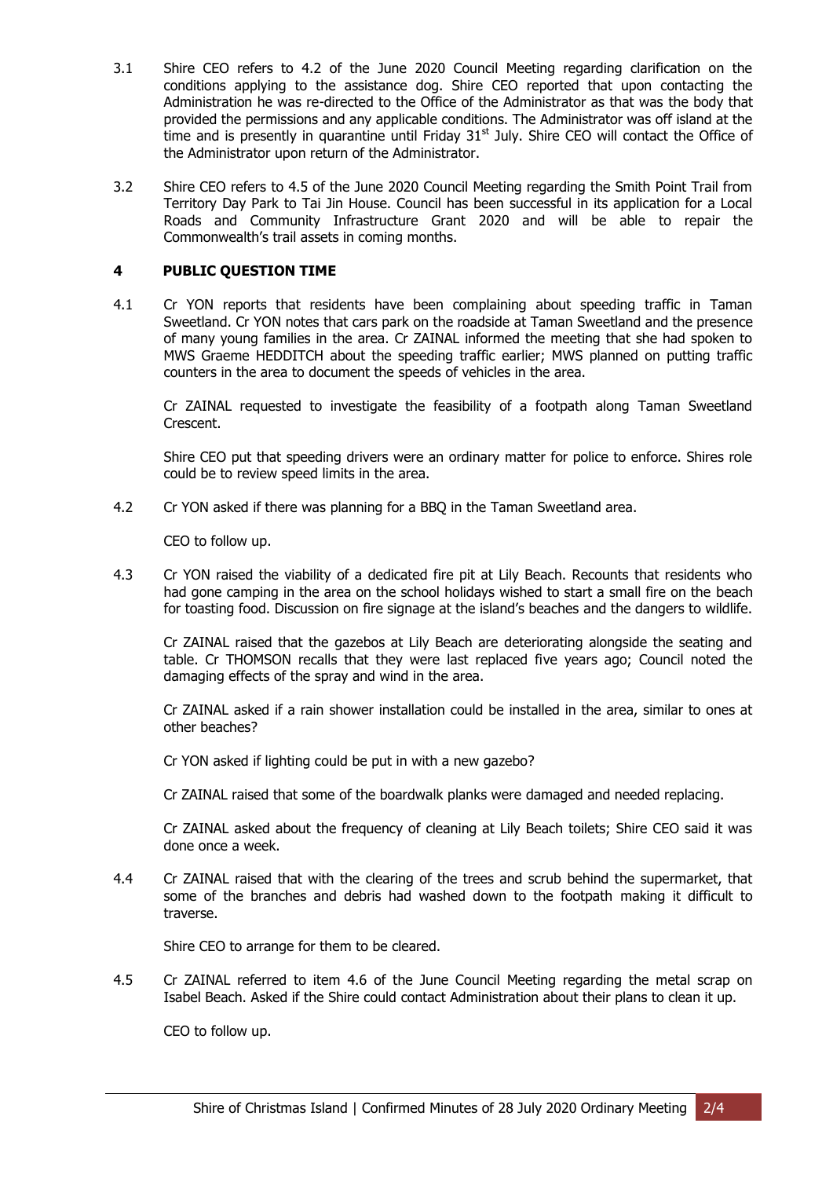3.1 Shire CEO refers to 4.2 of the June 2020 Council Meeting regarding clarification on the conditions applying to the assistance dog. Shire CEO reported that upon contacting the Administration he was re-directed to the Office of the Administrator as that was the body that provided the permissions and any applicable conditions. The Administrator was off island at the time and is presently in quarantine until Friday 31st July. Shire CEO will contact the Office of the Administrator upon return of the Administrator.

3.2 Shire CEO refers to 4.5 of the June 2020 Council Meeting regarding the Smith Point Trail from Territory Day Park to Tai Jin House. Council has been successful in its application for a Local Roads and Community Infrastructure Grant 2020 and will be able to repair the Commonwealth's trail assets in coming months.

## 4 PUBLIC QUESTION TIME

4.1 Cr YON reports that residents have been complaining about speeding traffic in Taman Sweetland. Cr YON notes that cars park on the roadside at Taman Sweetland and the presence of many young families in the area. Cr ZAINAL informed the meeting that she had spoken to MWS Graeme HEDDITCH about the speeding traffic earlier; MWS planned on putting traffic counters in the area to document the speeds of vehicles in the area.

Cr ZAINAL requested to investigate the feasibility of a footpath along Taman Sweetland Crescent.

Shire CEO put that speeding drivers were an ordinary matter for police to enforce. Shires role could be to review speed limits in the area.

4.2 Cr YON asked if there was planning for a BBQ in the Taman Sweetland area.

CEO to follow up.

4.3 Cr YON raised the viability of a dedicated fire pit at Lily Beach. Recounts that residents who had gone camping in the area on the school holidays wished to start a small fire on the beach for toasting food. Discussion on fire signage at the island's beaches and the dangers to wildlife.

Cr ZAINAL raised that the gazebos at Lily Beach are deteriorating alongside the seating and table. Cr THOMSON recalls that they were last replaced five years ago; Council noted the damaging effects of the spray and wind in the area.

Cr ZAINAL asked if a rain shower installation could be installed in the area, similar to ones at other beaches?

Cr YON asked if lighting could be put in with a new gazebo?

Cr ZAINAL raised that some of the boardwalk planks were damaged and needed replacing.

Cr ZAINAL asked about the frequency of cleaning at Lily Beach toilets; Shire CEO said it was done once a week.

4.4 Cr ZAINAL raised that with the clearing of the trees and scrub behind the supermarket, that some of the branches and debris had washed down to the footpath making it difficult to traverse.

Shire CEO to arrange for them to be cleared.

4.5 Cr ZAINAL referred to item 4.6 of the June Council Meeting regarding the metal scrap on Isabel Beach. Asked if the Shire could contact Administration about their plans to clean it up.

CEO to follow up.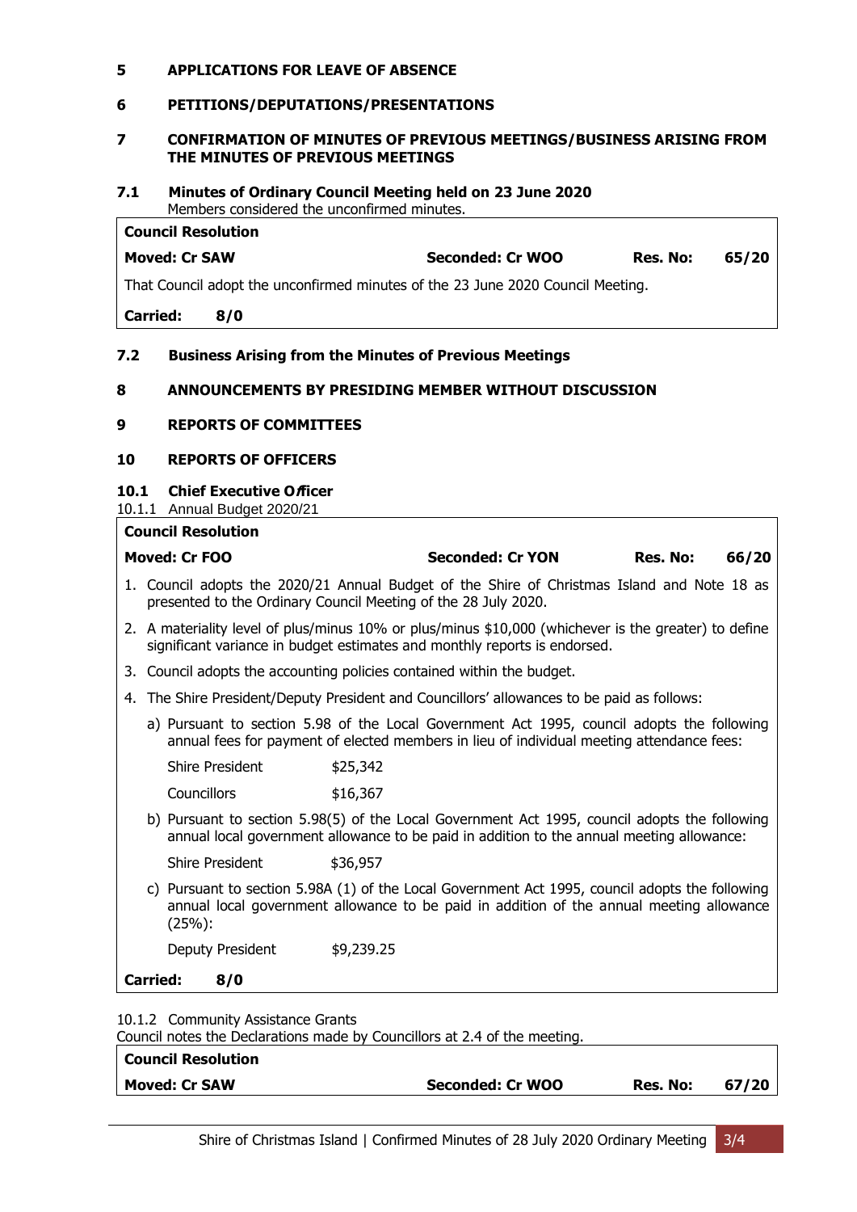## 5 APPLICATIONS FOR LEAVE OF ABSENCE

## 6 PETITIONS/DEPUTATIONS/PRESENTATIONS

## 7 CONFIRMATION OF MINUTES OF PREVIOUS MEETINGS/BUSINESS ARISING FROM THE MINUTES OF PREVIOUS MEETINGS

### 7.1 Minutes of Ordinary Council Meeting held on 23 June 2020

Members considered the unconfirmed minutes.

**Council Resolution**

| **Moved: Cr SAW** | **Seconded: Cr WOO** | **Res. No:** | **65/20** |
|---|---|---|---|

That Council adopt the unconfirmed minutes of the 23 June 2020 Council Meeting.

**Carried: 8/0**

### 7.2 Business Arising from the Minutes of Previous Meetings

## 8 ANNOUNCEMENTS BY PRESIDING MEMBER WITHOUT DISCUSSION

## 9 REPORTS OF COMMITTEES

## 10 REPORTS OF OFFICERS

### 10.1 Chief Executive Officer

10.1.1 Annual Budget 2020/21

**Council Resolution**

| **Moved: Cr FOO** | **Seconded: Cr YON** | **Res. No:** | **66/20** |
|---|---|---|---|

1. Council adopts the 2020/21 Annual Budget of the Shire of Christmas Island and Note 18 as presented to the Ordinary Council Meeting of the 28 July 2020.
2. A materiality level of plus/minus 10% or plus/minus $10,000 (whichever is the greater) to define significant variance in budget estimates and monthly reports is endorsed.
3. Council adopts the accounting policies contained within the budget.
4. The Shire President/Deputy President and Councillors' allowances to be paid as follows:
   a) Pursuant to section 5.98 of the Local Government Act 1995, council adopts the following annual fees for payment of elected members in lieu of individual meeting attendance fees:

      Shire President $25,342

      Councillors $16,367

   b) Pursuant to section 5.98(5) of the Local Government Act 1995, council adopts the following annual local government allowance to be paid in addition to the annual meeting allowance:

      Shire President $36,957

   c) Pursuant to section 5.98A (1) of the Local Government Act 1995, council adopts the following annual local government allowance to be paid in addition of the annual meeting allowance (25%):

      Deputy President $9,239.25

**Carried: 8/0**

10.1.2 Community Assistance Grants

Council notes the Declarations made by Councillors at 2.4 of the meeting.

**Council Resolution**

| **Moved: Cr SAW** | **Seconded: Cr WOO** | **Res. No:** | **67/20** |
|---|---|---|---|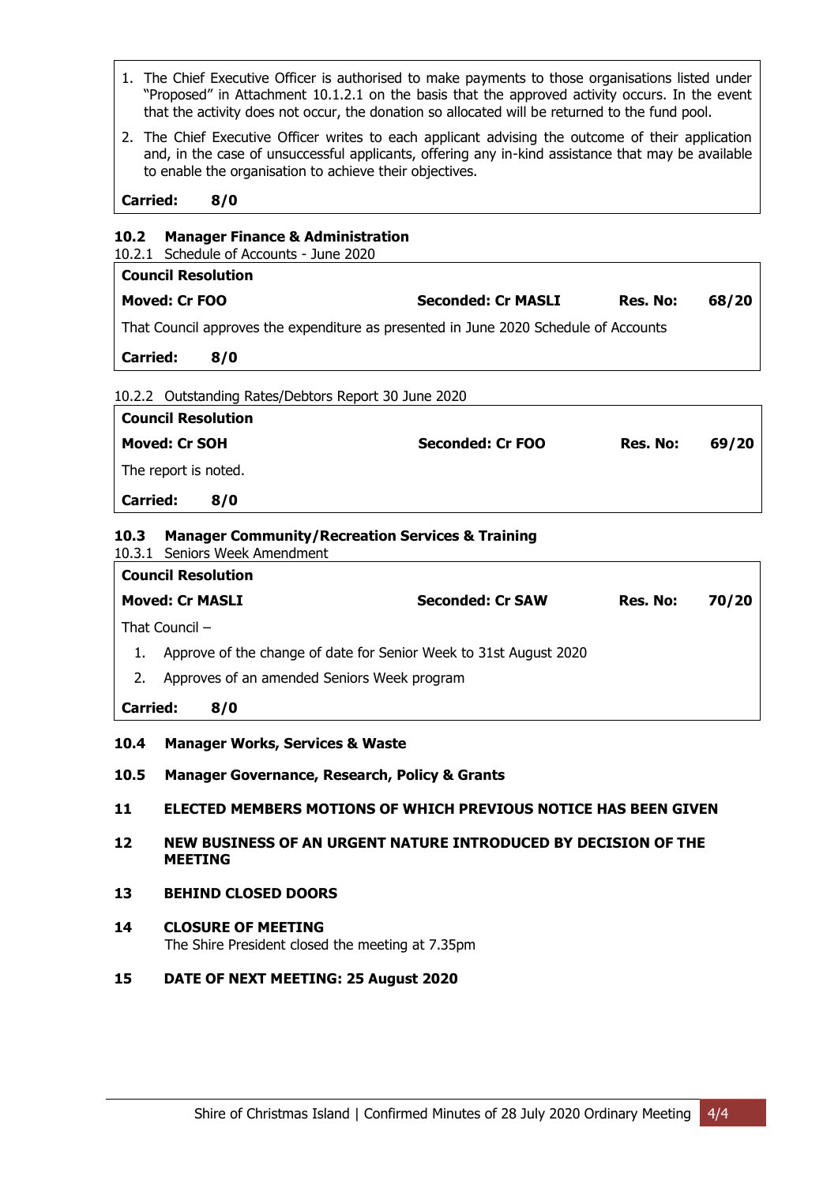1. The Chief Executive Officer is authorised to make payments to those organisations listed under "Proposed" in Attachment 10.1.2.1 on the basis that the approved activity occurs. In the event that the activity does not occur, the donation so allocated will be returned to the fund pool.
2. The Chief Executive Officer writes to each applicant advising the outcome of their application and, in the case of unsuccessful applicants, offering any in-kind assistance that may be available to enable the organisation to achieve their objectives.

**Carried: 8/0**

### 10.2 Manager Finance & Administration

10.2.1 Schedule of Accounts - June 2020

**Council Resolution**

**Moved: Cr FOO** | **Seconded: Cr MASLI** | **Res. No: 68/20**

That Council approves the expenditure as presented in June 2020 Schedule of Accounts

**Carried: 8/0**

10.2.2 Outstanding Rates/Debtors Report 30 June 2020

**Council Resolution**

**Moved: Cr SOH** | **Seconded: Cr FOO** | **Res. No: 69/20**

The report is noted.

**Carried: 8/0**

### 10.3 Manager Community/Recreation Services & Training

10.3.1 Seniors Week Amendment

**Council Resolution**

**Moved: Cr MASLI** | **Seconded: Cr SAW** | **Res. No: 70/20**

That Council –

1. Approve of the change of date for Senior Week to 31st August 2020
2. Approves of an amended Seniors Week program

**Carried: 8/0**

### 10.4 Manager Works, Services & Waste

### 10.5 Manager Governance, Research, Policy & Grants

## 11 ELECTED MEMBERS MOTIONS OF WHICH PREVIOUS NOTICE HAS BEEN GIVEN

## 12 NEW BUSINESS OF AN URGENT NATURE INTRODUCED BY DECISION OF THE MEETING

## 13 BEHIND CLOSED DOORS

## 14 CLOSURE OF MEETING

The Shire President closed the meeting at 7.35pm

## 15 DATE OF NEXT MEETING: 25 August 2020